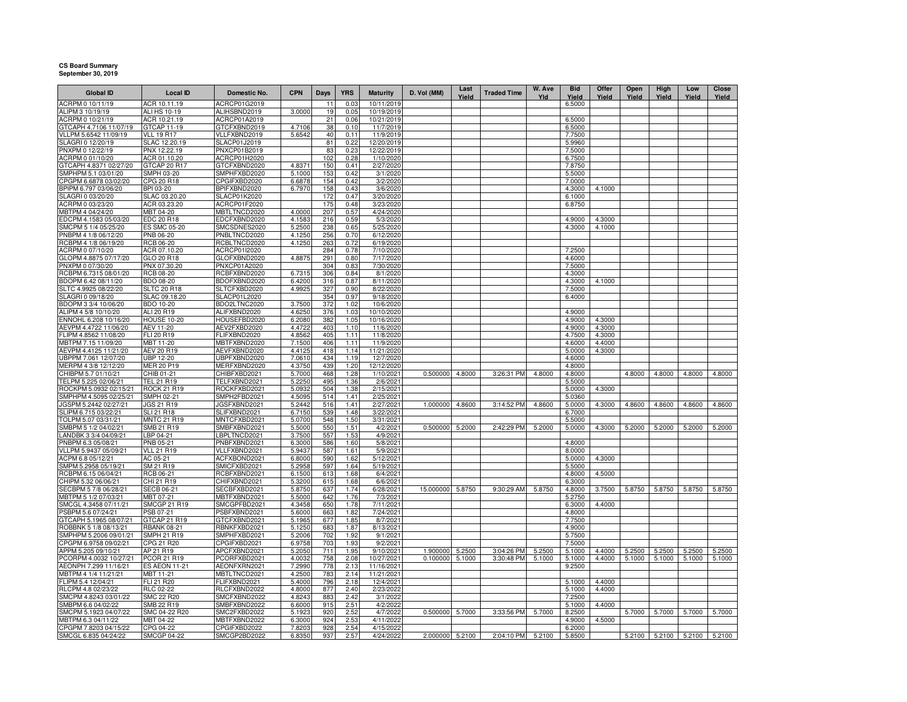**CS Board Summary**
**September 30, 2019**

| Global ID | Local ID | Domestic No. | CPN | Days | YRS | Maturity | D. Vol (MM) | Last Yield | Traded Time | W. Ave Yld | Bid Yield | Offer Yield | Open Yield | High Yield | Low Yield | Close Yield |
|---|---|---|---|---|---|---|---|---|---|---|---|---|---|---|---|---|
| ACRPM 0 10/11/19 | ACR 10.11.19 | ACRCP01G2019 | | 11 | 0.03 | 10/11/2019 | | | | | 6.5000 | | | | | |
| ALIPM 3 10/19/19 | ALI HS 10-19 | ALIHSBND2019 | 3.0000 | 19 | 0.05 | 10/19/2019 | | | | | | | | | | |
| ACRPM 0 10/21/19 | ACR 10.21.19 | ACRCP01A2019 | | 21 | 0.06 | 10/21/2019 | | | | | 6.5000 | | | | | |
| GTCAPH 4.7106 11/07/19 | GTCAP 11-19 | GTCFXBND2019 | 4.7106 | 38 | 0.10 | 11/7/2019 | | | | | 6.5000 | | | | | |
| VLLPM 5.6542 11/09/19 | VLL 19 R17 | VLLFXBND2019 | 5.6542 | 40 | 0.11 | 11/9/2019 | | | | | 7.7500 | | | | | |
| SLAGRI 0 12/20/19 | SLAC 12.20.19 | SLACP01J2019 | | 81 | 0.22 | 12/20/2019 | | | | | 5.9960 | | | | | |
| PNXPM 0 12/22/19 | PNX 12.22.19 | PNXCP01B2019 | | 83 | 0.23 | 12/22/2019 | | | | | 7.5000 | | | | | |
| ACRPM 0 01/10/20 | ACR 01.10.20 | ACRCP01H2020 | | 102 | 0.28 | 1/10/2020 | | | | | 6.7500 | | | | | |
| GTCAPH 4.8371 02/27/20 | GTCAP 20 R17 | GTCFXBND2020 | 4.8371 | 150 | 0.41 | 2/27/2020 | | | | | 7.8750 | | | | | |
| SMPHPM 5.1 03/01/20 | SMPH 03-20 | SMPHFXBD2020 | 5.1000 | 153 | 0.42 | 3/1/2020 | | | | | 5.5000 | | | | | |
| CPGPM 6.6878 03/02/20 | CPG 20 R18 | CPGIFXBD2020 | 6.6878 | 154 | 0.42 | 3/2/2020 | | | | | 7.0000 | | | | | |
| BPIPM 6.797 03/06/20 | BPI 03-20 | BPIFXBND2020 | 6.7970 | 158 | 0.43 | 3/6/2020 | | | | | 4.3000 | 4.1000 | | | | |
| SLAGRI 0 03/20/20 | SLAC 03.20.20 | SLACP01K2020 | | 172 | 0.47 | 3/20/2020 | | | | | 6.1000 | | | | | |
| ACRPM 0 03/23/20 | ACR 03.23.20 | ACRCP01F2020 | | 175 | 0.48 | 3/23/2020 | | | | | 6.8750 | | | | | |
| MBTPM 4 04/24/20 | MBT 04-20 | MBTLTNCD2020 | 4.0000 | 207 | 0.57 | 4/24/2020 | | | | | | | | | | |
| EDCPM 4.1583 05/03/20 | EDC 20 R18 | EDCFXBND2020 | 4.1583 | 216 | 0.59 | 5/3/2020 | | | | | 4.9000 | 4.3000 | | | | |
| SMCPM 5 1/4 05/25/20 | ES SMC 05-20 | SMCSDNES2020 | 5.2500 | 238 | 0.65 | 5/25/2020 | | | | | 4.3000 | 4.1000 | | | | |
| PNBPM 4 1/8 06/12/20 | PNB 06-20 | PNBLTNCD2020 | 4.1250 | 256 | 0.70 | 6/12/2020 | | | | | | | | | | |
| RCBPM 4 1/8 06/19/20 | RCB 06-20 | RCBLTNCD2020 | 4.1250 | 263 | 0.72 | 6/19/2020 | | | | | | | | | | |
| ACRPM 0 07/10/20 | ACR 07.10.20 | ACRCP01I2020 | | 284 | 0.78 | 7/10/2020 | | | | | 7.2500 | | | | | |
| GLOPM 4.8875 07/17/20 | GLO 20 R18 | GLOFXBND2020 | 4.8875 | 291 | 0.80 | 7/17/2020 | | | | | 4.6000 | | | | | |
| PNXPM 0 07/30/20 | PNX 07.30.20 | PNXCP01A2020 | | 304 | 0.83 | 7/30/2020 | | | | | 7.5000 | | | | | |
| RCBPM 6.7315 08/01/20 | RCB 08-20 | RCBFXBND2020 | 6.7315 | 306 | 0.84 | 8/1/2020 | | | | | 4.3000 | | | | | |
| BDOPM 6.42 08/11/20 | BDO 08-20 | BDOFXBND2020 | 6.4200 | 316 | 0.87 | 8/11/2020 | | | | | 4.3000 | 4.1000 | | | | |
| SLTC 4.9925 08/22/20 | SLTC 20 R18 | SLTCFXBD2020 | 4.9925 | 327 | 0.90 | 8/22/2020 | | | | | 7.5000 | | | | | |
| SLAGRI 0 09/18/20 | SLAC 09.18.20 | SLACP01L2020 | | 354 | 0.97 | 9/18/2020 | | | | | 6.4000 | | | | | |
| BDOPM 3 3/4 10/06/20 | BDO 10-20 | BDO2LTNC2020 | 3.7500 | 372 | 1.02 | 10/6/2020 | | | | | | | | | | |
| ALIPM 4 5/8 10/10/20 | ALI 20 R19 | ALIFXBND2020 | 4.6250 | 376 | 1.03 | 10/10/2020 | | | | | 4.9000 | | | | | |
| ENNOHL 6.208 10/16/20 | HOUSE 10-20 | HOUSEFBD2020 | 6.2080 | 382 | 1.05 | 10/16/2020 | | | | | 4.9000 | 4.3000 | | | | |
| AEVPM 4.4722 11/06/20 | AEV 11-20 | AEV2FXBD2020 | 4.4722 | 403 | 1.10 | 11/6/2020 | | | | | 4.9000 | 4.3000 | | | | |
| FLIPM 4.8562 11/08/20 | FLI 20 R19 | FLIFXBND2020 | 4.8562 | 405 | 1.11 | 11/8/2020 | | | | | 4.7500 | 4.3000 | | | | |
| MBTPM 7.15 11/09/20 | MBT 11-20 | MBTFXBND2020 | 7.1500 | 406 | 1.11 | 11/9/2020 | | | | | 4.6000 | 4.4000 | | | | |
| AEVPM 4.4125 11/21/20 | AEV 20 R19 | AEVFXBND2020 | 4.4125 | 418 | 1.14 | 11/21/2020 | | | | | 5.0000 | 4.3000 | | | | |
| UBPPM 7.061 12/07/20 | UBP 12-20 | UBPFXBND2020 | 7.0610 | 434 | 1.19 | 12/7/2020 | | | | | 4.6000 | | | | | |
| MERPM 4 3/8 12/12/20 | MER 20 P19 | MERFXBND2020 | 4.3750 | 439 | 1.20 | 12/12/2020 | | | | | 4.8000 | | | | | |
| CHIBPM 5.7 01/10/21 | CHIB 01-21 | CHIBFXBD2021 | 5.7000 | 468 | 1.28 | 1/10/2021 | 0.500000 | 4.8000 | 3:26:31 PM | 4.8000 | 4.8000 | | 4.8000 | 4.8000 | 4.8000 | 4.8000 |
| TELPM 5.225 02/06/21 | TEL 21 R19 | TELFXBND2021 | 5.2250 | 495 | 1.36 | 2/6/2021 | | | | | 5.5000 | | | | | |
| ROCKPM 5.0932 02/15/21 | ROCK 21 R19 | ROCKFXBD2021 | 5.0932 | 504 | 1.38 | 2/15/2021 | | | | | 5.0000 | 4.3000 | | | | |
| SMPHPM 4.5095 02/25/21 | SMPH 02-21 | SMPH2FBD2021 | 4.5095 | 514 | 1.41 | 2/25/2021 | | | | | 5.0360 | | | | | |
| JGSPM 5.2442 02/27/21 | JGS 21 R19 | JGSFXBND2021 | 5.2442 | 516 | 1.41 | 2/27/2021 | 1.000000 | 4.8600 | 3:14:52 PM | 4.8600 | 5.0000 | 4.3000 | 4.8600 | 4.8600 | 4.8600 | 4.8600 |
| SLIPM 6.715 03/22/21 | SLI 21 R18 | SLIFXBND2021 | 6.7150 | 539 | 1.48 | 3/22/2021 | | | | | 6.7000 | | | | | |
| TOLPM 5.07 03/31/21 | MNTC 21 R19 | MNTCFXBD2021 | 5.0700 | 548 | 1.50 | 3/31/2021 | | | | | 5.5000 | | | | | |
| SMBPM 5 1/2 04/02/21 | SMB 21 R19 | SMBFXBND2021 | 5.5000 | 550 | 1.51 | 4/2/2021 | 0.500000 | 5.2000 | 2:42:29 PM | 5.2000 | 5.0000 | 4.3000 | 5.2000 | 5.2000 | 5.2000 | 5.2000 |
| LANDBK 3 3/4 04/09/21 | LBP 04-21 | LBPLTNCD2021 | 3.7500 | 557 | 1.53 | 4/9/2021 | | | | | | | | | | |
| PNBPM 6.3 05/08/21 | PNB 05-21 | PNBFXBND2021 | 6.3000 | 586 | 1.60 | 5/8/2021 | | | | | 4.8000 | | | | | |
| VLLPM 5.9437 05/09/21 | VLL 21 R19 | VLLFXBND2021 | 5.9437 | 587 | 1.61 | 5/9/2021 | | | | | 8.0000 | | | | | |
| ACPM 6.8 05/12/21 | AC 05-21 | ACFXBOND2021 | 6.8000 | 590 | 1.62 | 5/12/2021 | | | | | 5.0000 | 4.3000 | | | | |
| SMPM 5.2958 05/19/21 | SM 21 R19 | SMICFXBD2021 | 5.2958 | 597 | 1.64 | 5/19/2021 | | | | | 5.5000 | | | | | |
| RCBPM 6.15 06/04/21 | RCB 06-21 | RCBFXBND2021 | 6.1500 | 613 | 1.68 | 6/4/2021 | | | | | 4.8000 | 4.5000 | | | | |
| CHIPM 5.32 06/06/21 | CHI 21 R19 | CHIFXBND2021 | 5.3200 | 615 | 1.68 | 6/6/2021 | | | | | 6.3000 | | | | | |
| SECBPM 5 7/8 06/28/21 | SECB 06-21 | SECBFXBD2021 | 5.8750 | 637 | 1.74 | 6/28/2021 | 15.000000 | 5.8750 | 9:30:29 AM | 5.8750 | 4.8000 | 3.7500 | 5.8750 | 5.8750 | 5.8750 | 5.8750 |
| MBTPM 5 1/2 07/03/21 | MBT 07-21 | MBTFXBND2021 | 5.5000 | 642 | 1.76 | 7/3/2021 | | | | | 5.2750 | | | | | |
| SMCGL 4.3458 07/11/21 | SMCGP 21 R19 | SMCGPFBD2021 | 4.3458 | 650 | 1.78 | 7/11/2021 | | | | | 6.3000 | 4.4000 | | | | |
| PSBPM 5.6 07/24/21 | PSB 07-21 | PSBFXBND2021 | 5.6000 | 663 | 1.82 | 7/24/2021 | | | | | 4.8000 | | | | | |
| GTCAPH 5.1965 08/07/21 | GTCAP 21 R19 | GTCFXBND2021 | 5.1965 | 677 | 1.85 | 8/7/2021 | | | | | 7.7500 | | | | | |
| ROBBNK 5 1/8 08/13/21 | RBANK 08-21 | RBNKFXBD2021 | 5.1250 | 683 | 1.87 | 8/13/2021 | | | | | 4.9000 | | | | | |
| SMPHPM 5.2006 09/01/21 | SMPH 21 R19 | SMPHFXBD2021 | 5.2006 | 702 | 1.92 | 9/1/2021 | | | | | 5.7500 | | | | | |
| CPGPM 6.9758 09/02/21 | CPG 21 R20 | CPGIFXBD2021 | 6.9758 | 703 | 1.93 | 9/2/2021 | | | | | 7.5000 | | | | | |
| APPM 5.205 09/10/21 | AP 21 R19 | APCFXBND2021 | 5.2050 | 711 | 1.95 | 9/10/2021 | 1.900000 | 5.2500 | 3:04:26 PM | 5.2500 | 5.1000 | 4.4000 | 5.2500 | 5.2500 | 5.2500 | 5.2500 |
| PCORPM 4.0032 10/27/21 | PCOR 21 R19 | PCORFXBD2021 | 4.0032 | 758 | 2.08 | 10/27/2021 | 0.100000 | 5.1000 | 3:30:48 PM | 5.1000 | 5.1000 | 4.4000 | 5.1000 | 5.1000 | 5.1000 | 5.1000 |
| AEONPH 7.299 11/16/21 | ES AEON 11-21 | AEONFXRN2021 | 7.2990 | 778 | 2.13 | 11/16/2021 | | | | | 9.2500 | | | | | |
| MBTPM 4 1/4 11/21/21 | MBT 11-21 | MBTLTNCD2021 | 4.2500 | 783 | 2.14 | 11/21/2021 | | | | | | | | | | |
| FLIPM 5.4 12/04/21 | FLI 21 R20 | FLIFXBND2021 | 5.4000 | 796 | 2.18 | 12/4/2021 | | | | | 5.1000 | 4.4000 | | | | |
| RLCPM 4.8 02/23/22 | RLC 02-22 | RLCFXBND2022 | 4.8000 | 877 | 2.40 | 2/23/2022 | | | | | 5.1000 | 4.4000 | | | | |
| SMCPM 4.8243 03/01/22 | SMC 22 R20 | SMCFXBND2022 | 4.8243 | 883 | 2.42 | 3/1/2022 | | | | | 7.2500 | | | | | |
| SMBPM 6.6 04/02/22 | SMB 22 R19 | SMBFXBND2022 | 6.6000 | 915 | 2.51 | 4/2/2022 | | | | | 5.1000 | 4.4000 | | | | |
| SMCPM 5.1923 04/07/22 | SMC 04-22 R20 | SMC2FXBD2022 | 5.1923 | 920 | 2.52 | 4/7/2022 | 0.500000 | 5.7000 | 3:33:56 PM | 5.7000 | 8.2500 | | 5.7000 | 5.7000 | 5.7000 | 5.7000 |
| MBTPM 6.3 04/11/22 | MBT 04-22 | MBTFXBND2022 | 6.3000 | 924 | 2.53 | 4/11/2022 | | | | | 4.9000 | 4.5000 | | | | |
| CPGPM 7.8203 04/15/22 | CPG 04-22 | CPGIFXBD2022 | 7.8203 | 928 | 2.54 | 4/15/2022 | | | | | 6.2000 | | | | | |
| SMCGL 6.835 04/24/22 | SMCGP 04-22 | SMCGP2BD2022 | 6.8350 | 937 | 2.57 | 4/24/2022 | 2.000000 | 5.2100 | 2:04:10 PM | 5.2100 | 5.8500 | | 5.2100 | 5.2100 | 5.2100 | 5.2100 |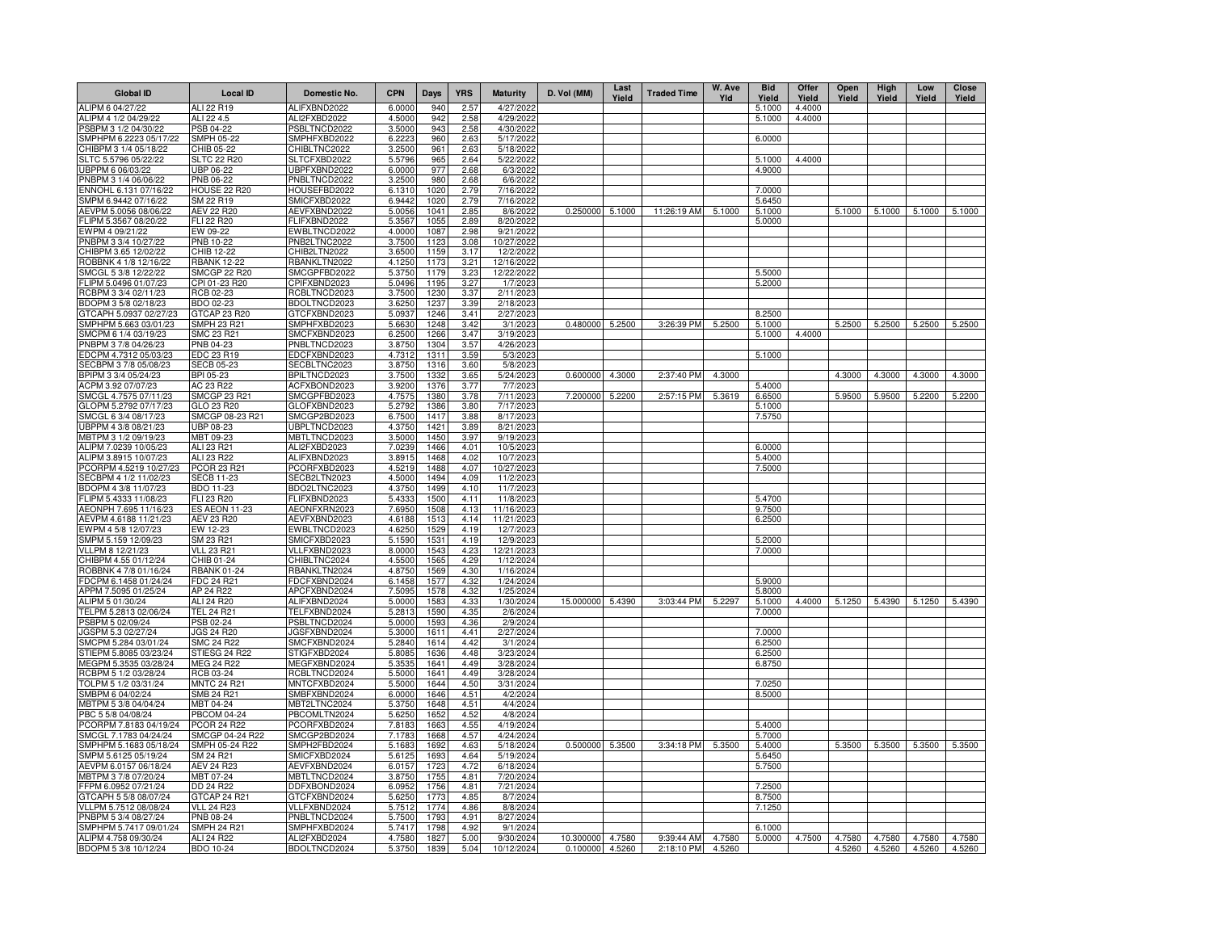| Global ID | Local ID | Domestic No. | CPN | Days | YRS | Maturity | D. Vol (MM) | Last Yield | Traded Time | W. Ave Yld | Bid Yield | Offer Yield | Open Yield | High Yield | Low Yield | Close Yield |
|---|---|---|---|---|---|---|---|---|---|---|---|---|---|---|---|---|
| ALIPM 6 04/27/22 | ALI 22 R19 | ALIFXBND2022 | 6.0000 | 940 | 2.57 | 4/27/2022 | | | | | 5.1000 | 4.4000 | | | | |
| ALIPM 4 1/2 04/29/22 | ALI 22 4.5 | ALI2FXBD2022 | 4.5000 | 942 | 2.58 | 4/29/2022 | | | | | 5.1000 | 4.4000 | | | | |
| PSBPM 3 1/2 04/30/22 | PSB 04-22 | PSBLTNCD2022 | 3.5000 | 943 | 2.58 | 4/30/2022 | | | | | | | | | | |
| SMPHPM 6.2223 05/17/22 | SMPH 05-22 | SMPHFXBD2022 | 6.2223 | 960 | 2.63 | 5/17/2022 | | | | | 6.0000 | | | | | |
| CHIBPM 3 1/4 05/18/22 | CHIB 05-22 | CHIBLTNC2022 | 3.2500 | 961 | 2.63 | 5/18/2022 | | | | | | | | | | |
| SLTC 5.5796 05/22/22 | SLTC 22 R20 | SLTCFXBD2022 | 5.5796 | 965 | 2.64 | 5/22/2022 | | | | | 5.1000 | 4.4000 | | | | |
| UBPPM 6 06/03/22 | UBP 06-22 | UBPFXBND2022 | 6.0000 | 977 | 2.68 | 6/3/2022 | | | | | 4.9000 | | | | | |
| PNBPM 3 1/4 06/06/22 | PNB 06-22 | PNBLTNCD2022 | 3.2500 | 980 | 2.68 | 6/6/2022 | | | | | | | | | | |
| ENNOHL 6.131 07/16/22 | HOUSE 22 R20 | HOUSEFBD2022 | 6.1310 | 1020 | 2.79 | 7/16/2022 | | | | | 7.0000 | | | | | |
| SMPM 6.9442 07/16/22 | SM 22 R19 | SMICFXBD2022 | 6.9442 | 1020 | 2.79 | 7/16/2022 | | | | | 5.6450 | | | | | |
| AEVPM 5.0056 08/06/22 | AEV 22 R20 | AEVFXBND2022 | 5.0056 | 1041 | 2.85 | 8/6/2022 | 0.250000 | 5.1000 | 11:26:19 AM | 5.1000 | 5.1000 | | 5.1000 | 5.1000 | 5.1000 | 5.1000 |
| FLIPM 5.3567 08/20/22 | FLI 22 R20 | FLIFXBND2022 | 5.3567 | 1055 | 2.89 | 8/20/2022 | | | | | 5.0000 | | | | | |
| EWPM 4 09/21/22 | EW 09-22 | EWBLTNCD2022 | 4.0000 | 1087 | 2.98 | 9/21/2022 | | | | | | | | | | |
| PNBPM 3 3/4 10/27/22 | PNB 10-22 | PNB2LTNC2022 | 3.7500 | 1123 | 3.08 | 10/27/2022 | | | | | | | | | | |
| CHIBPM 3.65 12/02/22 | CHIB 12-22 | CHIB2LTN2022 | 3.6500 | 1159 | 3.17 | 12/2/2022 | | | | | | | | | | |
| ROBBNK 4 1/8 12/16/22 | RBANK 12-22 | RBANKLTN2022 | 4.1250 | 1173 | 3.21 | 12/16/2022 | | | | | | | | | | |
| SMCGL 5 3/8 12/22/22 | SMCGP 22 R20 | SMCGPFBD2022 | 5.3750 | 1179 | 3.23 | 12/22/2022 | | | | | 5.5000 | | | | | |
| FLIPM 5.0496 01/07/23 | CPI 01-23 R20 | CPIFXBND2023 | 5.0496 | 1195 | 3.27 | 1/7/2023 | | | | | 5.2000 | | | | | |
| RCBPM 3 3/4 02/11/23 | RCB 02-23 | RCBLTNCD2023 | 3.7500 | 1230 | 3.37 | 2/11/2023 | | | | | | | | | | |
| BDOPM 3 5/8 02/18/23 | BDO 02-23 | BDOLTNCD2023 | 3.6250 | 1237 | 3.39 | 2/18/2023 | | | | | | | | | | |
| GTCAPH 5.0937 02/27/23 | GTCAP 23 R20 | GTCFXBND2023 | 5.0937 | 1246 | 3.41 | 2/27/2023 | | | | | 8.2500 | | | | | |
| SMPHPM 5.663 03/01/23 | SMPH 23 R21 | SMPHFXBD2023 | 5.6630 | 1248 | 3.42 | 3/1/2023 | 0.480000 | 5.2500 | 3:26:39 PM | 5.2500 | 5.1000 | | 5.2500 | 5.2500 | 5.2500 | 5.2500 |
| SMCPM 6 1/4 03/19/23 | SMC 23 R21 | SMCFXBND2023 | 6.2500 | 1266 | 3.47 | 3/19/2023 | | | | | 5.1000 | 4.4000 | | | | |
| PNBPM 3 7/8 04/26/23 | PNB 04-23 | PNBLTNCD2023 | 3.8750 | 1304 | 3.57 | 4/26/2023 | | | | | | | | | | |
| EDCPM 4.7312 05/03/23 | EDC 23 R19 | EDCFXBND2023 | 4.7312 | 1311 | 3.59 | 5/3/2023 | | | | | 5.1000 | | | | | |
| SECBPM 3 7/8 05/08/23 | SECB 05-23 | SECBLTNC2023 | 3.8750 | 1316 | 3.60 | 5/8/2023 | | | | | | | | | | |
| BPIPM 3 3/4 05/24/23 | BPI 05-23 | BPILTNCD2023 | 3.7500 | 1332 | 3.65 | 5/24/2023 | 0.600000 | 4.3000 | 2:37:40 PM | 4.3000 | | | 4.3000 | 4.3000 | 4.3000 | 4.3000 |
| ACPM 3.92 07/07/23 | AC 23 R22 | ACFXBOND2023 | 3.9200 | 1376 | 3.77 | 7/7/2023 | | | | | 5.4000 | | | | | |
| SMCGL 4.7575 07/11/23 | SMCGP 23 R21 | SMCGPFBD2023 | 4.7575 | 1380 | 3.78 | 7/11/2023 | 7.200000 | 5.2200 | 2:57:15 PM | 5.3619 | 6.6500 | | 5.9500 | 5.9500 | 5.2200 | 5.2200 |
| GLOPM 5.2792 07/17/23 | GLO 23 R20 | GLOFXBND2023 | 5.2792 | 1386 | 3.80 | 7/17/2023 | | | | | 5.1000 | | | | | |
| SMCGL 6 3/4 08/17/23 | SMCGP 08-23 R21 | SMCGP2BD2023 | 6.7500 | 1417 | 3.88 | 8/17/2023 | | | | | 7.5750 | | | | | |
| UBPPM 4 3/8 08/21/23 | UBP 08-23 | UBPLTNCD2023 | 4.3750 | 1421 | 3.89 | 8/21/2023 | | | | | | | | | | |
| MBTPM 3 1/2 09/19/23 | MBT 09-23 | MBTLTNCD2023 | 3.5000 | 1450 | 3.97 | 9/19/2023 | | | | | | | | | | |
| ALIPM 7.0239 10/05/23 | ALI 23 R21 | ALI2FXBD2023 | 7.0239 | 1466 | 4.01 | 10/5/2023 | | | | | 6.0000 | | | | | |
| ALIPM 3.8915 10/07/23 | ALI 23 R22 | ALIFXBND2023 | 3.8915 | 1468 | 4.02 | 10/7/2023 | | | | | 5.4000 | | | | | |
| PCORPM 4.5219 10/27/23 | PCOR 23 R21 | PCORFXBD2023 | 4.5219 | 1488 | 4.07 | 10/27/2023 | | | | | 7.5000 | | | | | |
| SECBPM 4 1/2 11/02/23 | SECB 11-23 | SECB2LTN2023 | 4.5000 | 1494 | 4.09 | 11/2/2023 | | | | | | | | | | |
| BDOPM 4 3/8 11/07/23 | BDO 11-23 | BDO2LTNC2023 | 4.3750 | 1499 | 4.10 | 11/7/2023 | | | | | | | | | | |
| FLIPM 5.4333 11/08/23 | FLI 23 R20 | FLIFXBND2023 | 5.4333 | 1500 | 4.11 | 11/8/2023 | | | | | 5.4700 | | | | | |
| AEONPH 7.695 11/16/23 | ES AEON 11-23 | AEONFXRN2023 | 7.6950 | 1508 | 4.13 | 11/16/2023 | | | | | 9.7500 | | | | | |
| AEVPM 4.6188 11/21/23 | AEV 23 R20 | AEVFXBND2023 | 4.6188 | 1513 | 4.14 | 11/21/2023 | | | | | 6.2500 | | | | | |
| EWPM 4 5/8 12/07/23 | EW 12-23 | EWBLTNCD2023 | 4.6250 | 1529 | 4.19 | 12/7/2023 | | | | | | | | | | |
| SMPM 5.159 12/09/23 | SM 23 R21 | SMICFXBD2023 | 5.1590 | 1531 | 4.19 | 12/9/2023 | | | | | 5.2000 | | | | | |
| VLLPM 8 12/21/23 | VLL 23 R21 | VLLFXBND2023 | 8.0000 | 1543 | 4.23 | 12/21/2023 | | | | | 7.0000 | | | | | |
| CHIBPM 4.55 01/12/24 | CHIB 01-24 | CHIBLTNC2024 | 4.5500 | 1565 | 4.29 | 1/12/2024 | | | | | | | | | | |
| ROBBNK 4 7/8 01/16/24 | RBANK 01-24 | RBANKLTN2024 | 4.8750 | 1569 | 4.30 | 1/16/2024 | | | | | | | | | | |
| FDCPM 6.1458 01/24/24 | FDC 24 R21 | FDCFXBND2024 | 6.1458 | 1577 | 4.32 | 1/24/2024 | | | | | 5.9000 | | | | | |
| APPM 7.5095 01/25/24 | AP 24 R22 | APCFXBND2024 | 7.5095 | 1578 | 4.32 | 1/25/2024 | | | | | 5.8000 | | | | | |
| ALIPM 5 01/30/24 | ALI 24 R20 | ALIFXBND2024 | 5.0000 | 1583 | 4.33 | 1/30/2024 | 15.000000 | 5.4390 | 3:03:44 PM | 5.2297 | 5.1000 | 4.4000 | 5.1250 | 5.4390 | 5.1250 | 5.4390 |
| TELPM 5.2813 02/06/24 | TEL 24 R21 | TELFXBND2024 | 5.2813 | 1590 | 4.35 | 2/6/2024 | | | | | 7.0000 | | | | | |
| PSBPM 5 02/09/24 | PSB 02-24 | PSBLTNCD2024 | 5.0000 | 1593 | 4.36 | 2/9/2024 | | | | | | | | | | |
| JGSPM 5.3 02/27/24 | JGS 24 R20 | JGSFXBND2024 | 5.3000 | 1611 | 4.41 | 2/27/2024 | | | | | 7.0000 | | | | | |
| SMCPM 5.284 03/01/24 | SMC 24 R22 | SMCFXBND2024 | 5.2840 | 1614 | 4.42 | 3/1/2024 | | | | | 6.2500 | | | | | |
| STIEPM 5.8085 03/23/24 | STIESG 24 R22 | STIGFXBD2024 | 5.8085 | 1636 | 4.48 | 3/23/2024 | | | | | 6.2500 | | | | | |
| MEGPM 5.3535 03/28/24 | MEG 24 R22 | MEGFXBND2024 | 5.3535 | 1641 | 4.49 | 3/28/2024 | | | | | 6.8750 | | | | | |
| RCBPM 5 1/2 03/28/24 | RCB 03-24 | RCBLTNCD2024 | 5.5000 | 1641 | 4.49 | 3/28/2024 | | | | | | | | | | |
| TOLPM 5 1/2 03/31/24 | MNTC 24 R21 | MNTCFXBD2024 | 5.5000 | 1644 | 4.50 | 3/31/2024 | | | | | 7.0250 | | | | | |
| SMBPM 6 04/02/24 | SMB 24 R21 | SMBFXBND2024 | 6.0000 | 1646 | 4.51 | 4/2/2024 | | | | | 8.5000 | | | | | |
| MBTPM 5 3/8 04/04/24 | MBT 04-24 | MBT2LTNC2024 | 5.3750 | 1648 | 4.51 | 4/4/2024 | | | | | | | | | | |
| PBC 5 5/8 04/08/24 | PBCOM 04-24 | PBCOMLTN2024 | 5.6250 | 1652 | 4.52 | 4/8/2024 | | | | | | | | | | |
| PCORPM 7.8183 04/19/24 | PCOR 24 R22 | PCORFXBD2024 | 7.8183 | 1663 | 4.55 | 4/19/2024 | | | | | 5.4000 | | | | | |
| SMCGL 7.1783 04/24/24 | SMCGP 04-24 R22 | SMCGP2BD2024 | 7.1783 | 1668 | 4.57 | 4/24/2024 | | | | | 5.7000 | | | | | |
| SMPHPM 5.1683 05/18/24 | SMPH 05-24 R22 | SMPH2FBD2024 | 5.1683 | 1692 | 4.63 | 5/18/2024 | 0.500000 | 5.3500 | 3:34:18 PM | 5.3500 | 5.4000 | | 5.3500 | 5.3500 | 5.3500 | 5.3500 |
| SMPM 5.6125 05/19/24 | SM 24 R21 | SMICFXBD2024 | 5.6125 | 1693 | 4.64 | 5/19/2024 | | | | | 5.6450 | | | | | |
| AEVPM 6.0157 06/18/24 | AEV 24 R23 | AEVFXBND2024 | 6.0157 | 1723 | 4.72 | 6/18/2024 | | | | | 5.7500 | | | | | |
| MBTPM 3 7/8 07/20/24 | MBT 07-24 | MBTLTNCD2024 | 3.8750 | 1755 | 4.81 | 7/20/2024 | | | | | | | | | | |
| FFPM 6.0952 07/21/24 | DD 24 R22 | DDFXBOND2024 | 6.0952 | 1756 | 4.81 | 7/21/2024 | | | | | 7.2500 | | | | | |
| GTCAPH 5 5/8 08/07/24 | GTCAP 24 R21 | GTCFXBND2024 | 5.6250 | 1773 | 4.85 | 8/7/2024 | | | | | 8.7500 | | | | | |
| VLLPM 5.7512 08/08/24 | VLL 24 R23 | VLLFXBND2024 | 5.7512 | 1774 | 4.86 | 8/8/2024 | | | | | 7.1250 | | | | | |
| PNBPM 5 3/4 08/27/24 | PNB 08-24 | PNBLTNCD2024 | 5.7500 | 1793 | 4.91 | 8/27/2024 | | | | | | | | | | |
| SMPHPM 5.7417 09/01/24 | SMPH 24 R21 | SMPHFXBD2024 | 5.7417 | 1798 | 4.92 | 9/1/2024 | | | | | 6.1000 | | | | | |
| ALIPM 4.758 09/30/24 | ALI 24 R22 | ALI2FXBD2024 | 4.7580 | 1827 | 5.00 | 9/30/2024 | 10.300000 | 4.7580 | 9:39:44 AM | 4.7580 | 5.0000 | 4.7500 | 4.7580 | 4.7580 | 4.7580 | 4.7580 |
| BDOPM 5 3/8 10/12/24 | BDO 10-24 | BDOLTNCD2024 | 5.3750 | 1839 | 5.04 | 10/12/2024 | 0.100000 | 4.5260 | 2:18:10 PM | 4.5260 | | | 4.5260 | 4.5260 | 4.5260 | 4.5260 |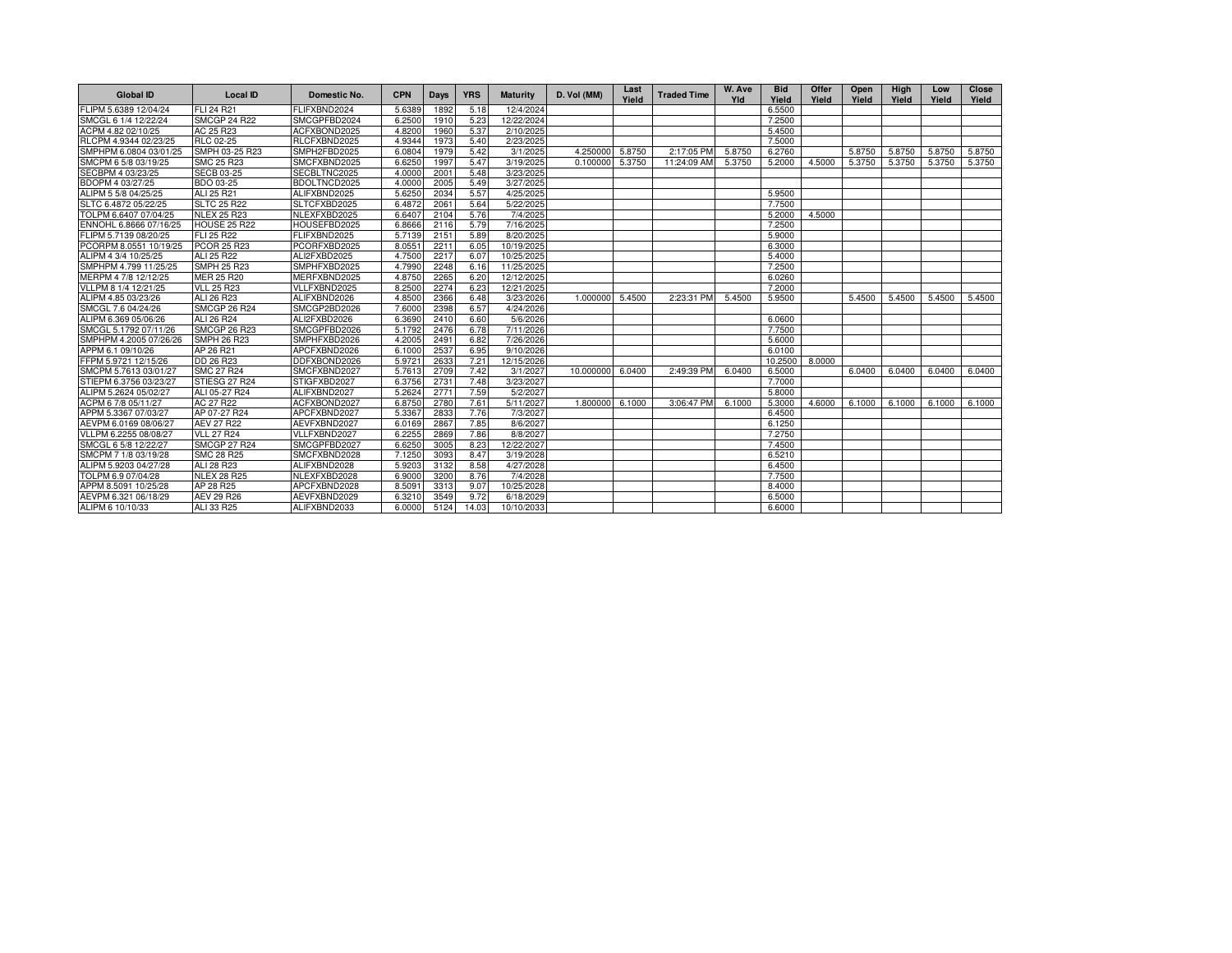| Global ID | Local ID | Domestic No. | CPN | Days | YRS | Maturity | D. Vol (MM) | Last Yield | Traded Time | W. Ave Yld | Bid Yield | Offer Yield | Open Yield | High Yield | Low Yield | Close Yield |
|---|---|---|---|---|---|---|---|---|---|---|---|---|---|---|---|---|
| FLIPM 5.6389 12/04/24 | FLI 24 R21 | FLIFXBND2024 | 5.6389 | 1892 | 5.18 | 12/4/2024 | | | | | 6.5500 | | | | | |
| SMCGL 6 1/4 12/22/24 | SMCGP 24 R22 | SMCGPFBD2024 | 6.2500 | 1910 | 5.23 | 12/22/2024 | | | | | 7.2500 | | | | | |
| ACPM 4.82 02/10/25 | AC 25 R23 | ACFXBOND2025 | 4.8200 | 1960 | 5.37 | 2/10/2025 | | | | | 5.4500 | | | | | |
| RLCPM 4.9344 02/23/25 | RLC 02-25 | RLCFXBND2025 | 4.9344 | 1973 | 5.40 | 2/23/2025 | | | | | 7.5000 | | | | | |
| SMPHPM 6.0804 03/01/25 | SMPH 03-25 R23 | SMPH2FBD2025 | 6.0804 | 1979 | 5.42 | 3/1/2025 | 4.250000 | 5.8750 | 2:17:05 PM | 5.8750 | 6.2760 | | 5.8750 | 5.8750 | 5.8750 | 5.8750 |
| SMCPM 6 5/8 03/19/25 | SMC 25 R23 | SMCFXBND2025 | 6.6250 | 1997 | 5.47 | 3/19/2025 | 0.100000 | 5.3750 | 11:24:09 AM | 5.3750 | 5.2000 | 4.5000 | 5.3750 | 5.3750 | 5.3750 | 5.3750 |
| SECBPM 4 03/23/25 | SECB 03-25 | SECBLTNC2025 | 4.0000 | 2001 | 5.48 | 3/23/2025 | | | | | | | | | | |
| BDOPM 4 03/27/25 | BDO 03-25 | BDOLTNCD2025 | 4.0000 | 2005 | 5.49 | 3/27/2025 | | | | | | | | | | |
| ALIPM 5 5/8 04/25/25 | ALI 25 R21 | ALIFXBND2025 | 5.6250 | 2034 | 5.57 | 4/25/2025 | | | | | 5.9500 | | | | | |
| SLTC 6.4872 05/22/25 | SLTC 25 R22 | SLTCFXBD2025 | 6.4872 | 2061 | 5.64 | 5/22/2025 | | | | | 7.7500 | | | | | |
| TOLPM 6.6407 07/04/25 | NLEX 25 R23 | NLEXFXBD2025 | 6.6407 | 2104 | 5.76 | 7/4/2025 | | | | | 5.2000 | 4.5000 | | | | |
| ENNOHL 6.8666 07/16/25 | HOUSE 25 R22 | HOUSEFBD2025 | 6.8666 | 2116 | 5.79 | 7/16/2025 | | | | | 7.2500 | | | | | |
| FLIPM 5.7139 08/20/25 | FLI 25 R22 | FLIFXBND2025 | 5.7139 | 2151 | 5.89 | 8/20/2025 | | | | | 5.9000 | | | | | |
| PCORPM 8.0551 10/19/25 | PCOR 25 R23 | PCORFXBD2025 | 8.0551 | 2211 | 6.05 | 10/19/2025 | | | | | 6.3000 | | | | | |
| ALIPM 4 3/4 10/25/25 | ALI 25 R22 | ALI2FXBD2025 | 4.7500 | 2217 | 6.07 | 10/25/2025 | | | | | 5.4000 | | | | | |
| SMPHPM 4.799 11/25/25 | SMPH 25 R23 | SMPHFXBD2025 | 4.7990 | 2248 | 6.16 | 11/25/2025 | | | | | 7.2500 | | | | | |
| MERPM 4 7/8 12/12/25 | MER 25 R20 | MERFXBND2025 | 4.8750 | 2265 | 6.20 | 12/12/2025 | | | | | 6.0260 | | | | | |
| VLLPM 8 1/4 12/21/25 | VLL 25 R23 | VLLFXBND2025 | 8.2500 | 2274 | 6.23 | 12/21/2025 | | | | | 7.2000 | | | | | |
| ALIPM 4.85 03/23/26 | ALI 26 R23 | ALIFXBND2026 | 4.8500 | 2366 | 6.48 | 3/23/2026 | 1.000000 | 5.4500 | 2:23:31 PM | 5.4500 | 5.9500 | | 5.4500 | 5.4500 | 5.4500 | 5.4500 |
| SMCGL 7.6 04/24/26 | SMCGP 26 R24 | SMCGP2BD2026 | 7.6000 | 2398 | 6.57 | 4/24/2026 | | | | | | | | | | |
| ALIPM 6.369 05/06/26 | ALI 26 R24 | ALI2FXBD2026 | 6.3690 | 2410 | 6.60 | 5/6/2026 | | | | | 6.0600 | | | | | |
| SMCGL 5.1792 07/11/26 | SMCGP 26 R23 | SMCGPFBD2026 | 5.1792 | 2476 | 6.78 | 7/11/2026 | | | | | 7.7500 | | | | | |
| SMPHPM 4.2005 07/26/26 | SMPH 26 R23 | SMPHFXBD2026 | 4.2005 | 2491 | 6.82 | 7/26/2026 | | | | | 5.6000 | | | | | |
| APPM 6.1 09/10/26 | AP 26 R21 | APCFXBND2026 | 6.1000 | 2537 | 6.95 | 9/10/2026 | | | | | 6.0100 | | | | | |
| FFPM 5.9721 12/15/26 | DD 26 R23 | DDFXBOND2026 | 5.9721 | 2633 | 7.21 | 12/15/2026 | | | | | 10.2500 | 8.0000 | | | | |
| SMCPM 5.7613 03/01/27 | SMC 27 R24 | SMCFXBND2027 | 5.7613 | 2709 | 7.42 | 3/1/2027 | 10.000000 | 6.0400 | 2:49:39 PM | 6.0400 | 6.5000 | | 6.0400 | 6.0400 | 6.0400 | 6.0400 |
| STIEPM 6.3756 03/23/27 | STIESG 27 R24 | STIGFXBD2027 | 6.3756 | 2731 | 7.48 | 3/23/2027 | | | | | 7.7000 | | | | | |
| ALIPM 5.2624 05/02/27 | ALI 05-27 R24 | ALIFXBND2027 | 5.2624 | 2771 | 7.59 | 5/2/2027 | | | | | 5.8000 | | | | | |
| ACPM 6 7/8 05/11/27 | AC 27 R22 | ACFXBOND2027 | 6.8750 | 2780 | 7.61 | 5/11/2027 | 1.800000 | 6.1000 | 3:06:47 PM | 6.1000 | 5.3000 | 4.6000 | 6.1000 | 6.1000 | 6.1000 | 6.1000 |
| APPM 5.3367 07/03/27 | AP 07-27 R24 | APCFXBND2027 | 5.3367 | 2833 | 7.76 | 7/3/2027 | | | | | 6.4500 | | | | | |
| AEVPM 6.0169 08/06/27 | AEV 27 R22 | AEVFXBND2027 | 6.0169 | 2867 | 7.85 | 8/6/2027 | | | | | 6.1250 | | | | | |
| VLLPM 6.2255 08/08/27 | VLL 27 R24 | VLLFXBND2027 | 6.2255 | 2869 | 7.86 | 8/8/2027 | | | | | 7.2750 | | | | | |
| SMCGL 6 5/8 12/22/27 | SMCGP 27 R24 | SMCGPFBD2027 | 6.6250 | 3005 | 8.23 | 12/22/2027 | | | | | 7.4500 | | | | | |
| SMCPM 7 1/8 03/19/28 | SMC 28 R25 | SMCFXBND2028 | 7.1250 | 3093 | 8.47 | 3/19/2028 | | | | | 6.5210 | | | | | |
| ALIPM 5.9203 04/27/28 | ALI 28 R23 | ALIFXBND2028 | 5.9203 | 3132 | 8.58 | 4/27/2028 | | | | | 6.4500 | | | | | |
| TOLPM 6.9 07/04/28 | NLEX 28 R25 | NLEXFXBD2028 | 6.9000 | 3200 | 8.76 | 7/4/2028 | | | | | 7.7500 | | | | | |
| APPM 8.5091 10/25/28 | AP 28 R25 | APCFXBND2028 | 8.5091 | 3313 | 9.07 | 10/25/2028 | | | | | 8.4000 | | | | | |
| AEVPM 6.321 06/18/29 | AEV 29 R26 | AEVFXBND2029 | 6.3210 | 3549 | 9.72 | 6/18/2029 | | | | | 6.5000 | | | | | |
| ALIPM 6 10/10/33 | ALI 33 R25 | ALIFXBND2033 | 6.0000 | 5124 | 14.03 | 10/10/2033 | | | | | 6.6000 | | | | | |